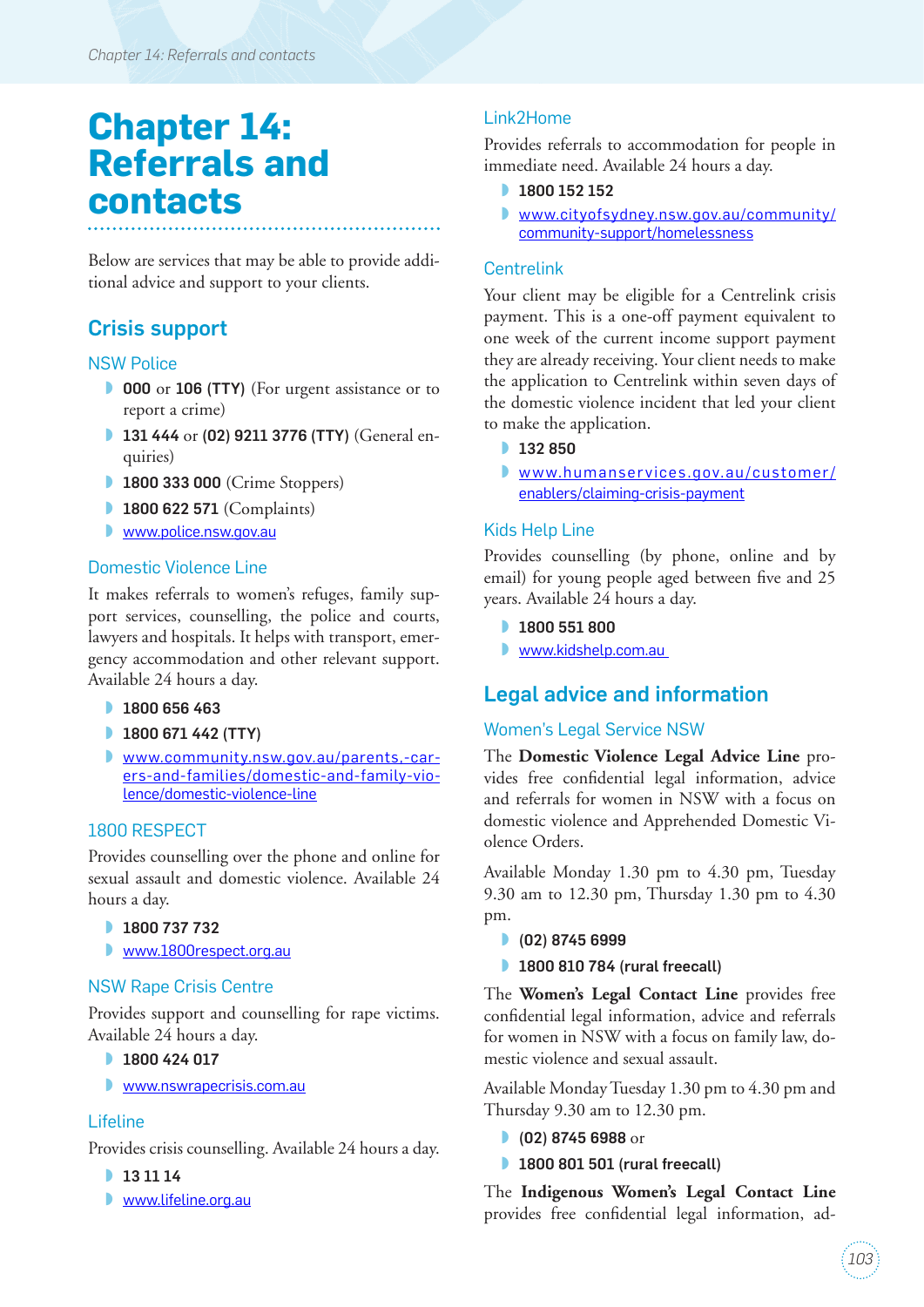# Chapter 14: Referrals and contacts

Below are services that may be able to provide additional advice and support to your clients.

## Crisis support

### NSW Police

- **000** or **106 (TTY)** (For urgent assistance or to report a crime)
- **131 444** or **(02) 9211 3776 (TTY)** (General enquiries)
- **1800 333 000** (Crime Stoppers)
- **1800 622 571** (Complaints)
- www.police.nsw.gov.au

### Domestic Violence Line

It makes referrals to women's refuges, family support services, counselling, the police and courts, lawyers and hospitals. It helps with transport, emergency accommodation and other relevant support. Available 24 hours a day.

- **1800 656 463**
- **1800 671 442 (TTY)**
- www.community.nsw.gov.au/parents,-carers-and-families/domestic-and-family-violence/domestic-violence-line

### 1800 RESPECT

Provides counselling over the phone and online for sexual assault and domestic violence. Available 24 hours a day.

- **1800 737 732**
- www.1800respect.org.au

### NSW Rape Crisis Centre

Provides support and counselling for rape victims. Available 24 hours a day.

- **1800 424 017**
- www.nswrapecrisis.com.au

### Lifeline

Provides crisis counselling. Available 24 hours a day.

- **13 11 14**
- www.lifeline.org.au

### Link2Home

Provides referrals to accommodation for people in immediate need. Available 24 hours a day.

- **1800 152 152**
- www.cityofsydney.nsw.gov.au/community/community-support/homelessness

### Centrelink

Your client may be eligible for a Centrelink crisis payment. This is a one-off payment equivalent to one week of the current income support payment they are already receiving. Your client needs to make the application to Centrelink within seven days of the domestic violence incident that led your client to make the application.

- **132 850**
- www.humanservices.gov.au/customer/enablers/claiming-crisis-payment

### Kids Help Line

Provides counselling (by phone, online and by email) for young people aged between five and 25 years. Available 24 hours a day.

- **1800 551 800**
- www.kidshelp.com.au

## Legal advice and information

### Women's Legal Service NSW

The **Domestic Violence Legal Advice Line** provides free confidential legal information, advice and referrals for women in NSW with a focus on domestic violence and Apprehended Domestic Violence Orders.

Available Monday 1.30 pm to 4.30 pm, Tuesday 9.30 am to 12.30 pm, Thursday 1.30 pm to 4.30 pm.

- **(02) 8745 6999**
- **1800 810 784 (rural freecall)**

The **Women's Legal Contact Line** provides free confidential legal information, advice and referrals for women in NSW with a focus on family law, domestic violence and sexual assault.

Available Monday Tuesday 1.30 pm to 4.30 pm and Thursday 9.30 am to 12.30 pm.

- **(02) 8745 6988** or
- **1800 801 501 (rural freecall)**

The **Indigenous Women's Legal Contact Line** provides free confidential legal information, ad-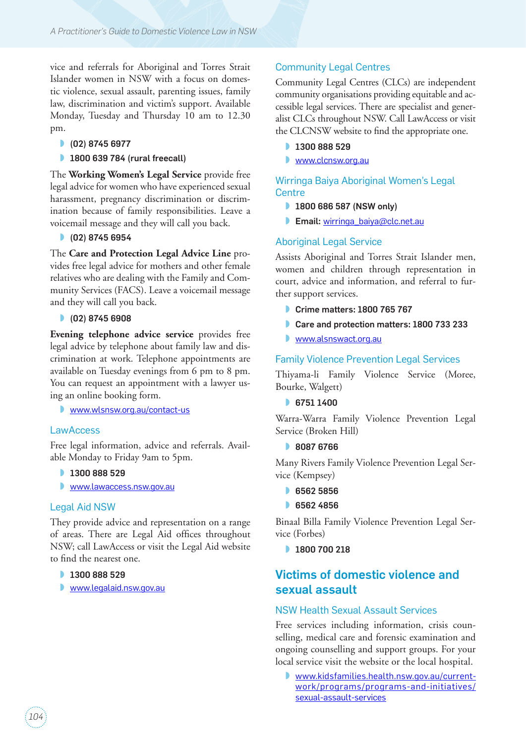vice and referrals for Aboriginal and Torres Strait Islander women in NSW with a focus on domestic violence, sexual assault, parenting issues, family law, discrimination and victim's support. Available Monday, Tuesday and Thursday 10 am to 12.30 pm.

- **(02) 8745 6977**
- **1800 639 784 (rural freecall)**

The **Working Women's Legal Service** provide free legal advice for women who have experienced sexual harassment, pregnancy discrimination or discrimination because of family responsibilities. Leave a voicemail message and they will call you back.

- **(02) 8745 6954**

The **Care and Protection Legal Advice Line** provides free legal advice for mothers and other female relatives who are dealing with the Family and Community Services (FACS). Leave a voicemail message and they will call you back.

- **(02) 8745 6908**

**Evening telephone advice service** provides free legal advice by telephone about family law and discrimination at work. Telephone appointments are available on Tuesday evenings from 6 pm to 8 pm. You can request an appointment with a lawyer using an online booking form.

- www.wlsnsw.org.au/contact-us

### LawAccess

Free legal information, advice and referrals. Available Monday to Friday 9am to 5pm.

- **1300 888 529**
- www.lawaccess.nsw.gov.au

### Legal Aid NSW

They provide advice and representation on a range of areas. There are Legal Aid offices throughout NSW; call LawAccess or visit the Legal Aid website to find the nearest one.

- **1300 888 529**
- www.legalaid.nsw.gov.au

### Community Legal Centres

Community Legal Centres (CLCs) are independent community organisations providing equitable and accessible legal services. There are specialist and generalist CLCs throughout NSW. Call LawAccess or visit the CLCNSW website to find the appropriate one.

- **1300 888 529**
- www.clcnsw.org.au

### Wirringa Baiya Aboriginal Women's Legal Centre

- **1800 686 587 (NSW only)**
- **Email:** wirringa_baiya@clc.net.au

### Aboriginal Legal Service

Assists Aboriginal and Torres Strait Islander men, women and children through representation in court, advice and information, and referral to further support services.

- **Crime matters: 1800 765 767**
- **Care and protection matters: 1800 733 233**
- www.alsnswact.org.au

### Family Violence Prevention Legal Services

Thiyama-li Family Violence Service (Moree, Bourke, Walgett)

- **6751 1400**

Warra-Warra Family Violence Prevention Legal Service (Broken Hill)

- **8087 6766**

Many Rivers Family Violence Prevention Legal Service (Kempsey)

- **6562 5856**
- **6562 4856**

Binaal Billa Family Violence Prevention Legal Service (Forbes)

- **1800 700 218**

## Victims of domestic violence and sexual assault

### NSW Health Sexual Assault Services

Free services including information, crisis counselling, medical care and forensic examination and ongoing counselling and support groups. For your local service visit the website or the local hospital.

- www.kidsfamilies.health.nsw.gov.au/current-work/programs/programs-and-initiatives/sexual-assault-services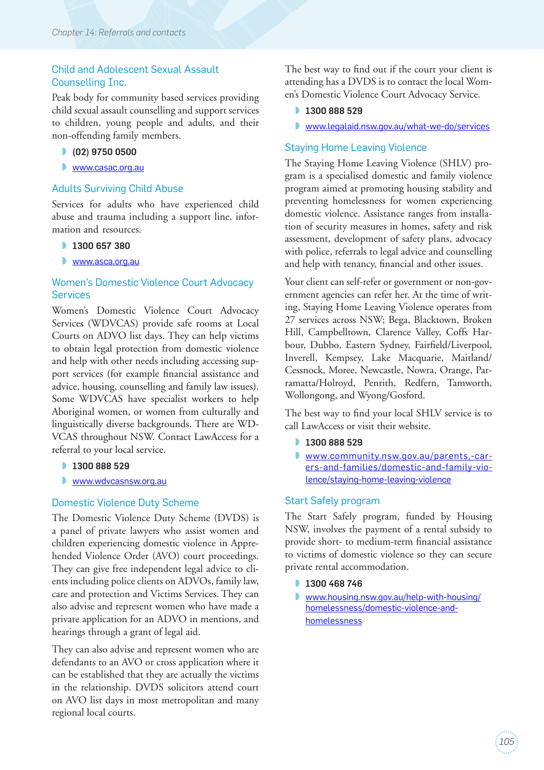## Child and Adolescent Sexual Assault Counselling Inc.

Peak body for community based services providing child sexual assault counselling and support services to children, young people and adults, and their non-offending family members.

- **(02) 9750 0500**
- www.casac.org.au

## Adults Surviving Child Abuse

Services for adults who have experienced child abuse and trauma including a support line, information and resources.

- **1300 657 380**
- www.asca.org.au

## Women's Domestic Violence Court Advocacy Services

Women's Domestic Violence Court Advocacy Services (WDVCAS) provide safe rooms at Local Courts on ADVO list days. They can help victims to obtain legal protection from domestic violence and help with other needs including accessing support services (for example financial assistance and advice, housing, counselling and family law issues). Some WDVCAS have specialist workers to help Aboriginal women, or women from culturally and linguistically diverse backgrounds. There are WDVCAS throughout NSW. Contact LawAccess for a referral to your local service.

- **1300 888 529**
- www.wdvcasnsw.org.au

## Domestic Violence Duty Scheme

The Domestic Violence Duty Scheme (DVDS) is a panel of private lawyers who assist women and children experiencing domestic violence in Apprehended Violence Order (AVO) court proceedings. They can give free independent legal advice to clients including police clients on ADVOs, family law, care and protection and Victims Services. They can also advise and represent women who have made a private application for an ADVO in mentions, and hearings through a grant of legal aid.

They can also advise and represent women who are defendants to an AVO or cross application where it can be established that they are actually the victims in the relationship. DVDS solicitors attend court on AVO list days in most metropolitan and many regional local courts.

The best way to find out if the court your client is attending has a DVDS is to contact the local Women's Domestic Violence Court Advocacy Service.

- **1300 888 529**
- www.legalaid.nsw.gov.au/what-we-do/services

## Staying Home Leaving Violence

The Staying Home Leaving Violence (SHLV) program is a specialised domestic and family violence program aimed at promoting housing stability and preventing homelessness for women experiencing domestic violence. Assistance ranges from installation of security measures in homes, safety and risk assessment, development of safety plans, advocacy with police, referrals to legal advice and counselling and help with tenancy, financial and other issues.

Your client can self-refer or government or non-government agencies can refer her. At the time of writing, Staying Home Leaving Violence operates from 27 services across NSW; Bega, Blacktown, Broken Hill, Campbelltown, Clarence Valley, Coffs Harbour, Dubbo, Eastern Sydney, Fairfield/Liverpool, Inverell, Kempsey, Lake Macquarie, Maitland/Cessnock, Moree, Newcastle, Nowra, Orange, Parramatta/Holroyd, Penrith, Redfern, Tamworth, Wollongong, and Wyong/Gosford.

The best way to find your local SHLV service is to call LawAccess or visit their website.

- **1300 888 529**
- www.community.nsw.gov.au/parents,-carers-and-families/domestic-and-family-violence/staying-home-leaving-violence

## Start Safely program

The Start Safely program, funded by Housing NSW, involves the payment of a rental subsidy to provide short- to medium-term financial assistance to victims of domestic violence so they can secure private rental accommodation.

- **1300 468 746**
- www.housing.nsw.gov.au/help-with-housing/homelessness/domestic-violence-and-homelessness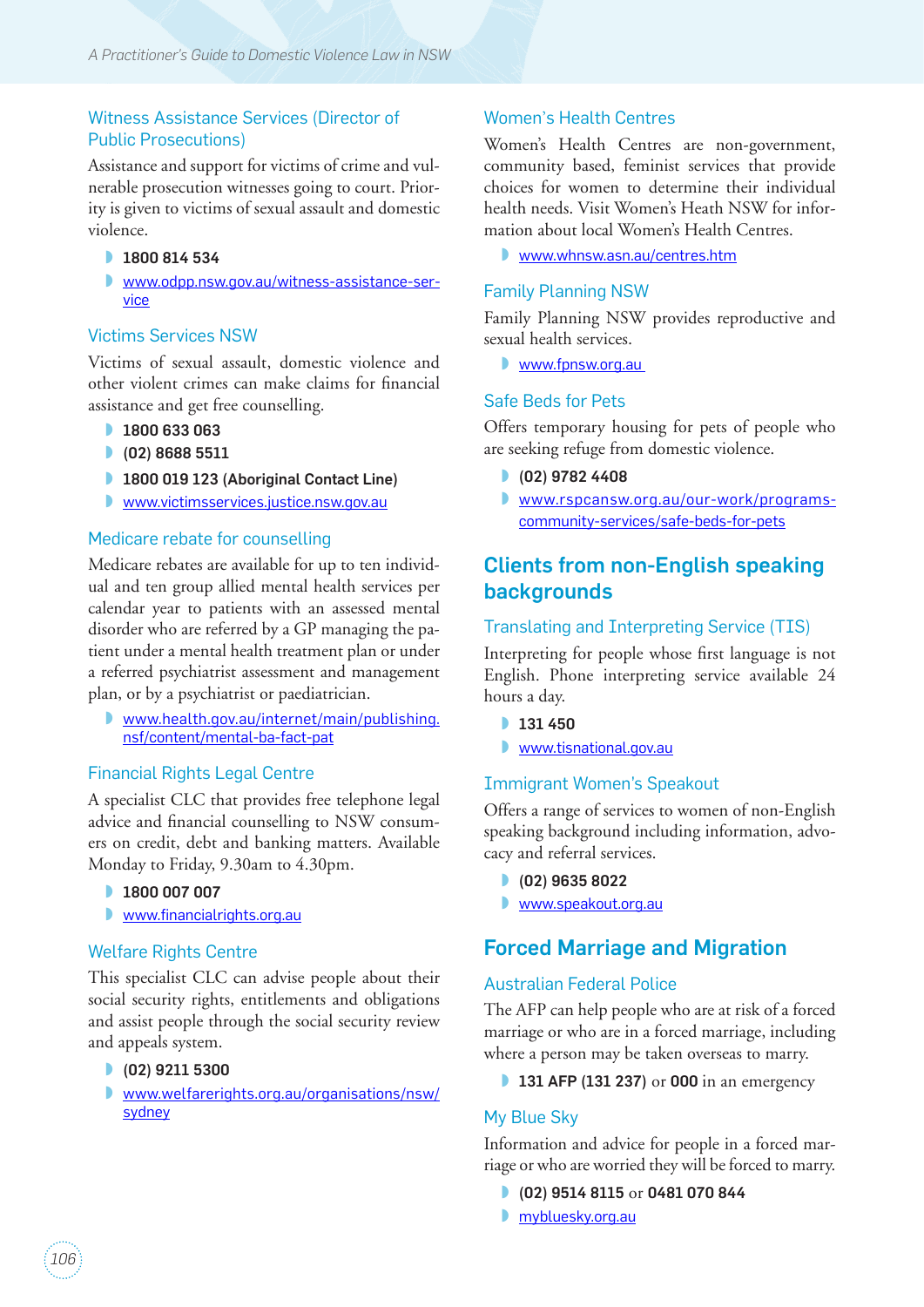### Witness Assistance Services (Director of Public Prosecutions)

Assistance and support for victims of crime and vulnerable prosecution witnesses going to court. Priority is given to victims of sexual assault and domestic violence.

- **1800 814 534**
- www.odpp.nsw.gov.au/witness-assistance-service

### Victims Services NSW

Victims of sexual assault, domestic violence and other violent crimes can make claims for financial assistance and get free counselling.

- **1800 633 063**
- **(02) 8688 5511**
- **1800 019 123 (Aboriginal Contact Line)**
- www.victimsservices.justice.nsw.gov.au

### Medicare rebate for counselling

Medicare rebates are available for up to ten individual and ten group allied mental health services per calendar year to patients with an assessed mental disorder who are referred by a GP managing the patient under a mental health treatment plan or under a referred psychiatrist assessment and management plan, or by a psychiatrist or paediatrician.

- www.health.gov.au/internet/main/publishing.nsf/content/mental-ba-fact-pat

### Financial Rights Legal Centre

A specialist CLC that provides free telephone legal advice and financial counselling to NSW consumers on credit, debt and banking matters. Available Monday to Friday, 9.30am to 4.30pm.

- **1800 007 007**
- www.financialrights.org.au

### Welfare Rights Centre

This specialist CLC can advise people about their social security rights, entitlements and obligations and assist people through the social security review and appeals system.

- **(02) 9211 5300**
- www.welfarerights.org.au/organisations/nsw/sydney

### Women's Health Centres

Women's Health Centres are non-government, community based, feminist services that provide choices for women to determine their individual health needs. Visit Women's Heath NSW for information about local Women's Health Centres.

- www.whnsw.asn.au/centres.htm

### Family Planning NSW

Family Planning NSW provides reproductive and sexual health services.

- www.fpnsw.org.au

### Safe Beds for Pets

Offers temporary housing for pets of people who are seeking refuge from domestic violence.

- **(02) 9782 4408**
- www.rspcansw.org.au/our-work/programs-community-services/safe-beds-for-pets

## Clients from non-English speaking backgrounds

### Translating and Interpreting Service (TIS)

Interpreting for people whose first language is not English. Phone interpreting service available 24 hours a day.

- **131 450**
- www.tisnational.gov.au

### Immigrant Women's Speakout

Offers a range of services to women of non-English speaking background including information, advocacy and referral services.

- **(02) 9635 8022**
- www.speakout.org.au

## Forced Marriage and Migration

### Australian Federal Police

The AFP can help people who are at risk of a forced marriage or who are in a forced marriage, including where a person may be taken overseas to marry.

- **131 AFP (131 237)** or **000** in an emergency

### My Blue Sky

Information and advice for people in a forced marriage or who are worried they will be forced to marry.

- **(02) 9514 8115** or **0481 070 844**
- mybluesky.org.au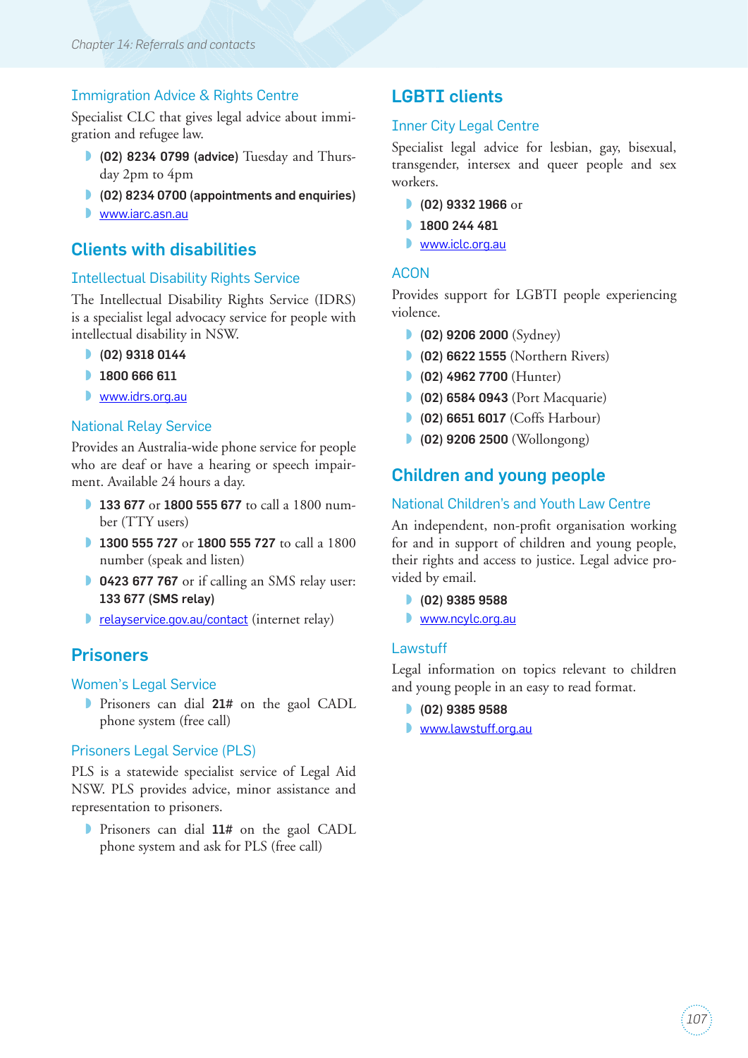### Immigration Advice & Rights Centre

Specialist CLC that gives legal advice about immigration and refugee law.

- **(02) 8234 0799 (advice)** Tuesday and Thursday 2pm to 4pm
- **(02) 8234 0700 (appointments and enquiries)**
- www.iarc.asn.au

## Clients with disabilities

### Intellectual Disability Rights Service

The Intellectual Disability Rights Service (IDRS) is a specialist legal advocacy service for people with intellectual disability in NSW.

- **(02) 9318 0144**
- **1800 666 611**
- www.idrs.org.au

### National Relay Service

Provides an Australia-wide phone service for people who are deaf or have a hearing or speech impairment. Available 24 hours a day.

- **133 677** or **1800 555 677** to call a 1800 number (TTY users)
- **1300 555 727** or **1800 555 727** to call a 1800 number (speak and listen)
- **0423 677 767** or if calling an SMS relay user: **133 677 (SMS relay)**
- relayservice.gov.au/contact (internet relay)

## Prisoners

### Women's Legal Service

- Prisoners can dial **21#** on the gaol CADL phone system (free call)

### Prisoners Legal Service (PLS)

PLS is a statewide specialist service of Legal Aid NSW. PLS provides advice, minor assistance and representation to prisoners.

- Prisoners can dial **11#** on the gaol CADL phone system and ask for PLS (free call)

## LGBTI clients

### Inner City Legal Centre

Specialist legal advice for lesbian, gay, bisexual, transgender, intersex and queer people and sex workers.

- **(02) 9332 1966** or
- **1800 244 481**
- www.iclc.org.au

### ACON

Provides support for LGBTI people experiencing violence.

- **(02) 9206 2000** (Sydney)
- **(02) 6622 1555** (Northern Rivers)
- **(02) 4962 7700** (Hunter)
- **(02) 6584 0943** (Port Macquarie)
- **(02) 6651 6017** (Coffs Harbour)
- **(02) 9206 2500** (Wollongong)

## Children and young people

### National Children's and Youth Law Centre

An independent, non-profit organisation working for and in support of children and young people, their rights and access to justice. Legal advice provided by email.

- **(02) 9385 9588**
- www.ncylc.org.au

### Lawstuff

Legal information on topics relevant to children and young people in an easy to read format.

- **(02) 9385 9588**
- www.lawstuff.org.au